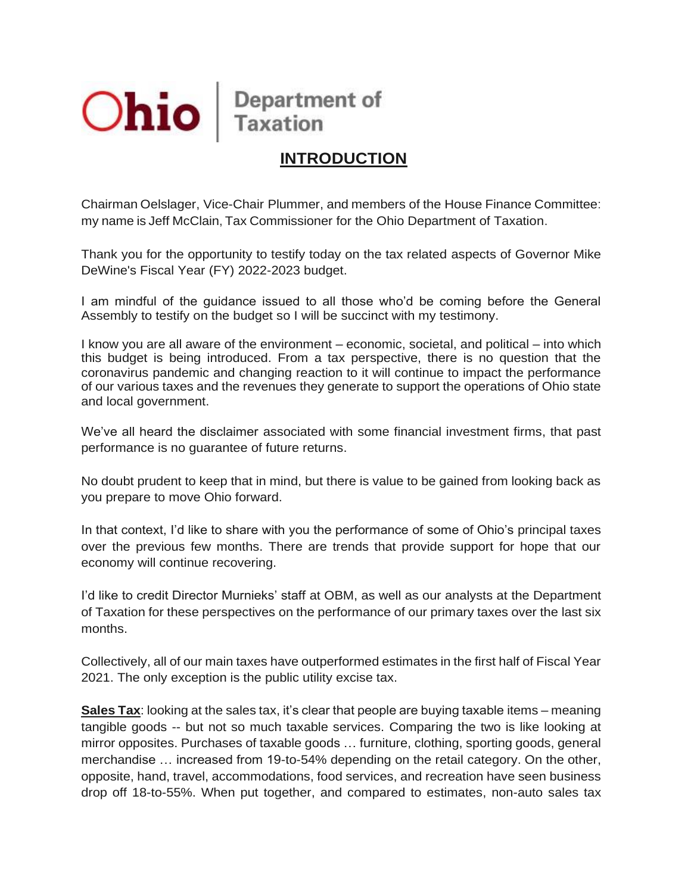Ohio | Department of Taxation

# INTRODUCTION

Chairman Oelslager, Vice-Chair Plummer, and members of the House Finance Committee: my name is Jeff McClain, Tax Commissioner for the Ohio Department of Taxation.

Thank you for the opportunity to testify today on the tax related aspects of Governor Mike DeWine's Fiscal Year (FY) 2022-2023 budget.

I am mindful of the guidance issued to all those who'd be coming before the General Assembly to testify on the budget so I will be succinct with my testimony.

I know you are all aware of the environment – economic, societal, and political – into which this budget is being introduced. From a tax perspective, there is no question that the coronavirus pandemic and changing reaction to it will continue to impact the performance of our various taxes and the revenues they generate to support the operations of Ohio state and local government.

We've all heard the disclaimer associated with some financial investment firms, that past performance is no guarantee of future returns.

No doubt prudent to keep that in mind, but there is value to be gained from looking back as you prepare to move Ohio forward.

In that context, I'd like to share with you the performance of some of Ohio's principal taxes over the previous few months. There are trends that provide support for hope that our economy will continue recovering.

I'd like to credit Director Murnieks' staff at OBM, as well as our analysts at the Department of Taxation for these perspectives on the performance of our primary taxes over the last six months.

Collectively, all of our main taxes have outperformed estimates in the first half of Fiscal Year 2021. The only exception is the public utility excise tax.

**Sales Tax**: looking at the sales tax, it's clear that people are buying taxable items – meaning tangible goods -- but not so much taxable services. Comparing the two is like looking at mirror opposites. Purchases of taxable goods … furniture, clothing, sporting goods, general merchandise … increased from 19-to-54% depending on the retail category. On the other, opposite, hand, travel, accommodations, food services, and recreation have seen business drop off 18-to-55%. When put together, and compared to estimates, non-auto sales tax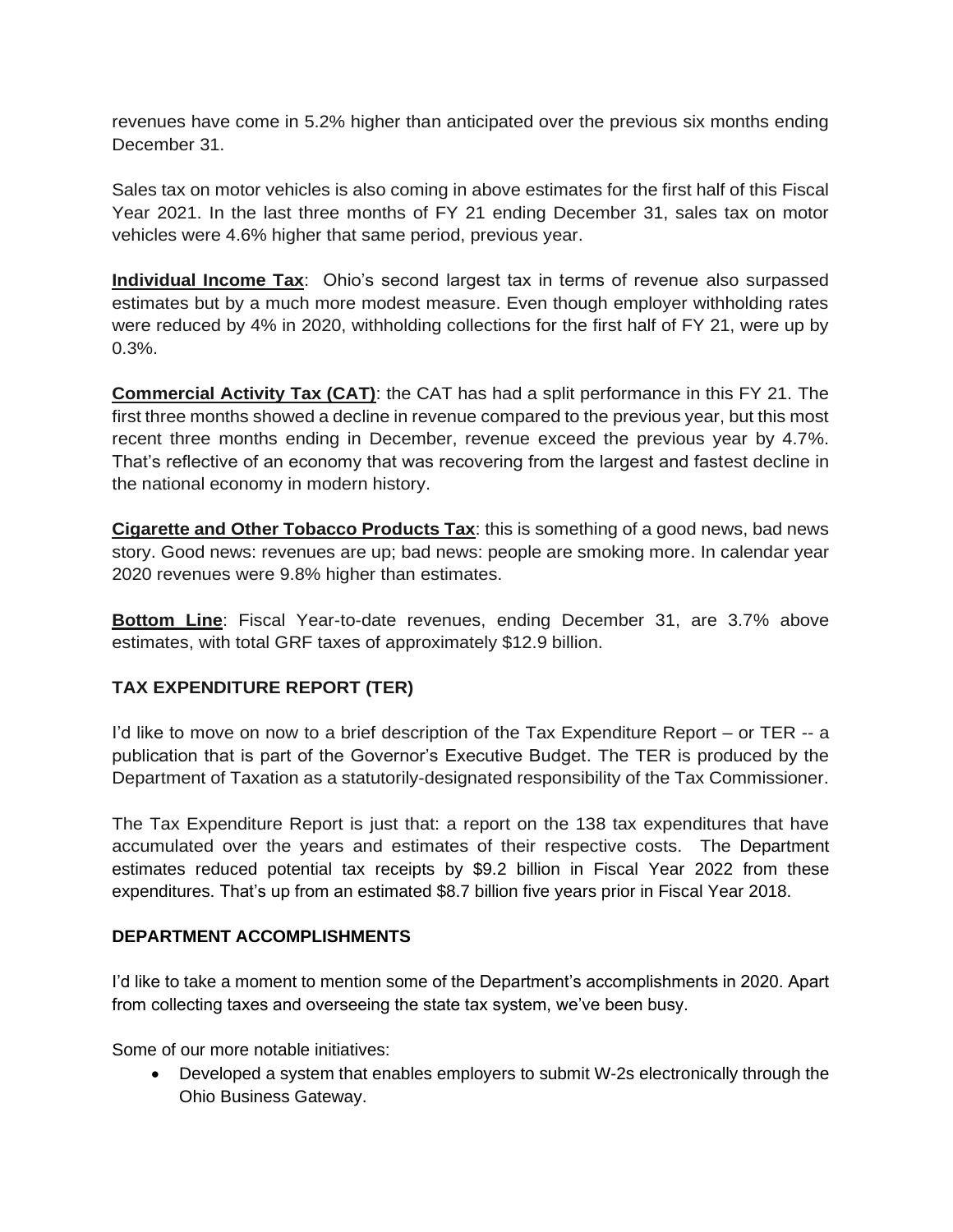revenues have come in 5.2% higher than anticipated over the previous six months ending December 31.

Sales tax on motor vehicles is also coming in above estimates for the first half of this Fiscal Year 2021. In the last three months of FY 21 ending December 31, sales tax on motor vehicles were 4.6% higher that same period, previous year.

**Individual Income Tax**: Ohio's second largest tax in terms of revenue also surpassed estimates but by a much more modest measure. Even though employer withholding rates were reduced by 4% in 2020, withholding collections for the first half of FY 21, were up by 0.3%.

**Commercial Activity Tax (CAT)**: the CAT has had a split performance in this FY 21. The first three months showed a decline in revenue compared to the previous year, but this most recent three months ending in December, revenue exceed the previous year by 4.7%. That's reflective of an economy that was recovering from the largest and fastest decline in the national economy in modern history.

**Cigarette and Other Tobacco Products Tax**: this is something of a good news, bad news story. Good news: revenues are up; bad news: people are smoking more. In calendar year 2020 revenues were 9.8% higher than estimates.

**Bottom Line**: Fiscal Year-to-date revenues, ending December 31, are 3.7% above estimates, with total GRF taxes of approximately $12.9 billion.

## TAX EXPENDITURE REPORT (TER)

I'd like to move on now to a brief description of the Tax Expenditure Report – or TER -- a publication that is part of the Governor's Executive Budget. The TER is produced by the Department of Taxation as a statutorily-designated responsibility of the Tax Commissioner.

The Tax Expenditure Report is just that: a report on the 138 tax expenditures that have accumulated over the years and estimates of their respective costs. The Department estimates reduced potential tax receipts by $9.2 billion in Fiscal Year 2022 from these expenditures. That's up from an estimated $8.7 billion five years prior in Fiscal Year 2018.

## DEPARTMENT ACCOMPLISHMENTS

I'd like to take a moment to mention some of the Department's accomplishments in 2020. Apart from collecting taxes and overseeing the state tax system, we've been busy.

Some of our more notable initiatives:

- Developed a system that enables employers to submit W-2s electronically through the Ohio Business Gateway.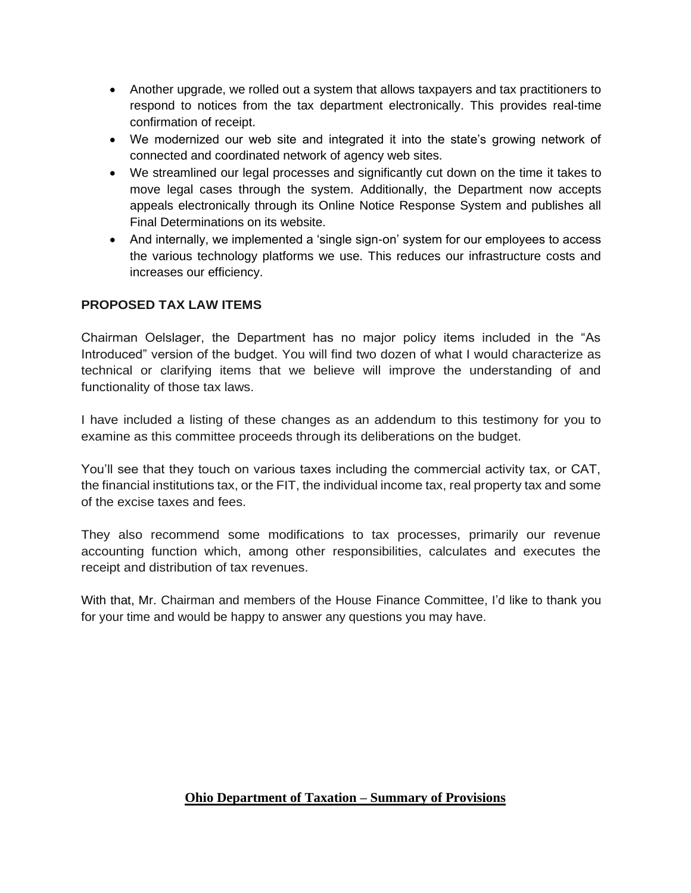- Another upgrade, we rolled out a system that allows taxpayers and tax practitioners to respond to notices from the tax department electronically. This provides real-time confirmation of receipt.
- We modernized our web site and integrated it into the state's growing network of connected and coordinated network of agency web sites.
- We streamlined our legal processes and significantly cut down on the time it takes to move legal cases through the system. Additionally, the Department now accepts appeals electronically through its Online Notice Response System and publishes all Final Determinations on its website.
- And internally, we implemented a 'single sign-on' system for our employees to access the various technology platforms we use. This reduces our infrastructure costs and increases our efficiency.

**PROPOSED TAX LAW ITEMS**

Chairman Oelslager, the Department has no major policy items included in the "As Introduced" version of the budget. You will find two dozen of what I would characterize as technical or clarifying items that we believe will improve the understanding of and functionality of those tax laws.

I have included a listing of these changes as an addendum to this testimony for you to examine as this committee proceeds through its deliberations on the budget.

You'll see that they touch on various taxes including the commercial activity tax, or CAT, the financial institutions tax, or the FIT, the individual income tax, real property tax and some of the excise taxes and fees.

They also recommend some modifications to tax processes, primarily our revenue accounting function which, among other responsibilities, calculates and executes the receipt and distribution of tax revenues.

With that, Mr. Chairman and members of the House Finance Committee, I'd like to thank you for your time and would be happy to answer any questions you may have.

**Ohio Department of Taxation – Summary of Provisions**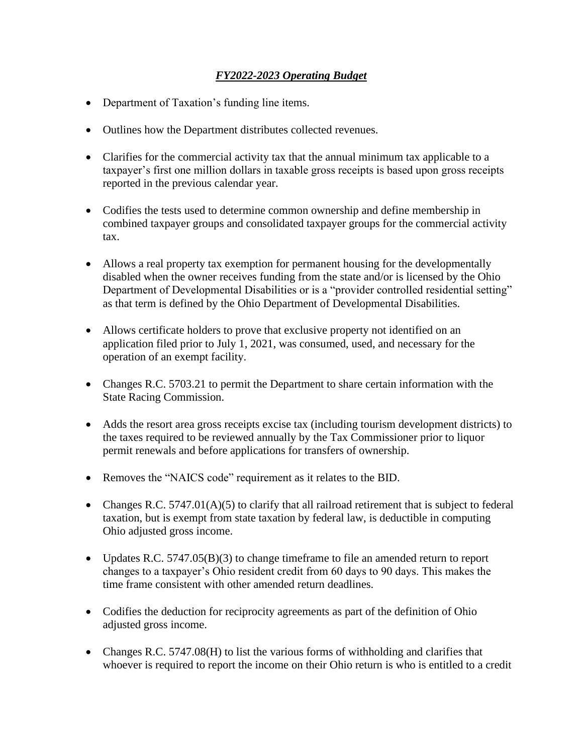## ***FY2022-2023 Operating Budget***

- Department of Taxation's funding line items.
- Outlines how the Department distributes collected revenues.
- Clarifies for the commercial activity tax that the annual minimum tax applicable to a taxpayer's first one million dollars in taxable gross receipts is based upon gross receipts reported in the previous calendar year.
- Codifies the tests used to determine common ownership and define membership in combined taxpayer groups and consolidated taxpayer groups for the commercial activity tax.
- Allows a real property tax exemption for permanent housing for the developmentally disabled when the owner receives funding from the state and/or is licensed by the Ohio Department of Developmental Disabilities or is a "provider controlled residential setting" as that term is defined by the Ohio Department of Developmental Disabilities.
- Allows certificate holders to prove that exclusive property not identified on an application filed prior to July 1, 2021, was consumed, used, and necessary for the operation of an exempt facility.
- Changes R.C. 5703.21 to permit the Department to share certain information with the State Racing Commission.
- Adds the resort area gross receipts excise tax (including tourism development districts) to the taxes required to be reviewed annually by the Tax Commissioner prior to liquor permit renewals and before applications for transfers of ownership.
- Removes the "NAICS code" requirement as it relates to the BID.
- Changes R.C. 5747.01(A)(5) to clarify that all railroad retirement that is subject to federal taxation, but is exempt from state taxation by federal law, is deductible in computing Ohio adjusted gross income.
- Updates R.C. 5747.05(B)(3) to change timeframe to file an amended return to report changes to a taxpayer's Ohio resident credit from 60 days to 90 days. This makes the time frame consistent with other amended return deadlines.
- Codifies the deduction for reciprocity agreements as part of the definition of Ohio adjusted gross income.
- Changes R.C. 5747.08(H) to list the various forms of withholding and clarifies that whoever is required to report the income on their Ohio return is who is entitled to a credit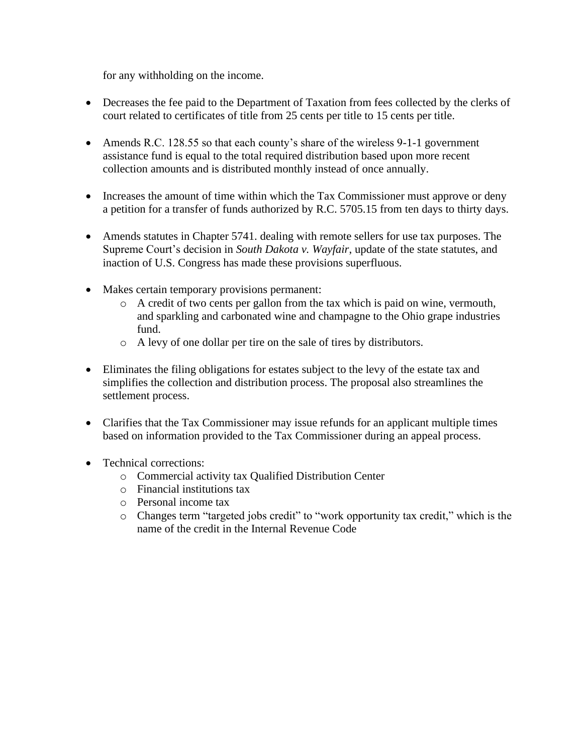for any withholding on the income.

- Decreases the fee paid to the Department of Taxation from fees collected by the clerks of court related to certificates of title from 25 cents per title to 15 cents per title.

- Amends R.C. 128.55 so that each county's share of the wireless 9-1-1 government assistance fund is equal to the total required distribution based upon more recent collection amounts and is distributed monthly instead of once annually.

- Increases the amount of time within which the Tax Commissioner must approve or deny a petition for a transfer of funds authorized by R.C. 5705.15 from ten days to thirty days.

- Amends statutes in Chapter 5741. dealing with remote sellers for use tax purposes. The Supreme Court's decision in *South Dakota v. Wayfair*, update of the state statutes, and inaction of U.S. Congress has made these provisions superfluous.

- Makes certain temporary provisions permanent:
  - A credit of two cents per gallon from the tax which is paid on wine, vermouth, and sparkling and carbonated wine and champagne to the Ohio grape industries fund.
  - A levy of one dollar per tire on the sale of tires by distributors.

- Eliminates the filing obligations for estates subject to the levy of the estate tax and simplifies the collection and distribution process. The proposal also streamlines the settlement process.

- Clarifies that the Tax Commissioner may issue refunds for an applicant multiple times based on information provided to the Tax Commissioner during an appeal process.

- Technical corrections:
  - Commercial activity tax Qualified Distribution Center
  - Financial institutions tax
  - Personal income tax
  - Changes term "targeted jobs credit" to "work opportunity tax credit," which is the name of the credit in the Internal Revenue Code